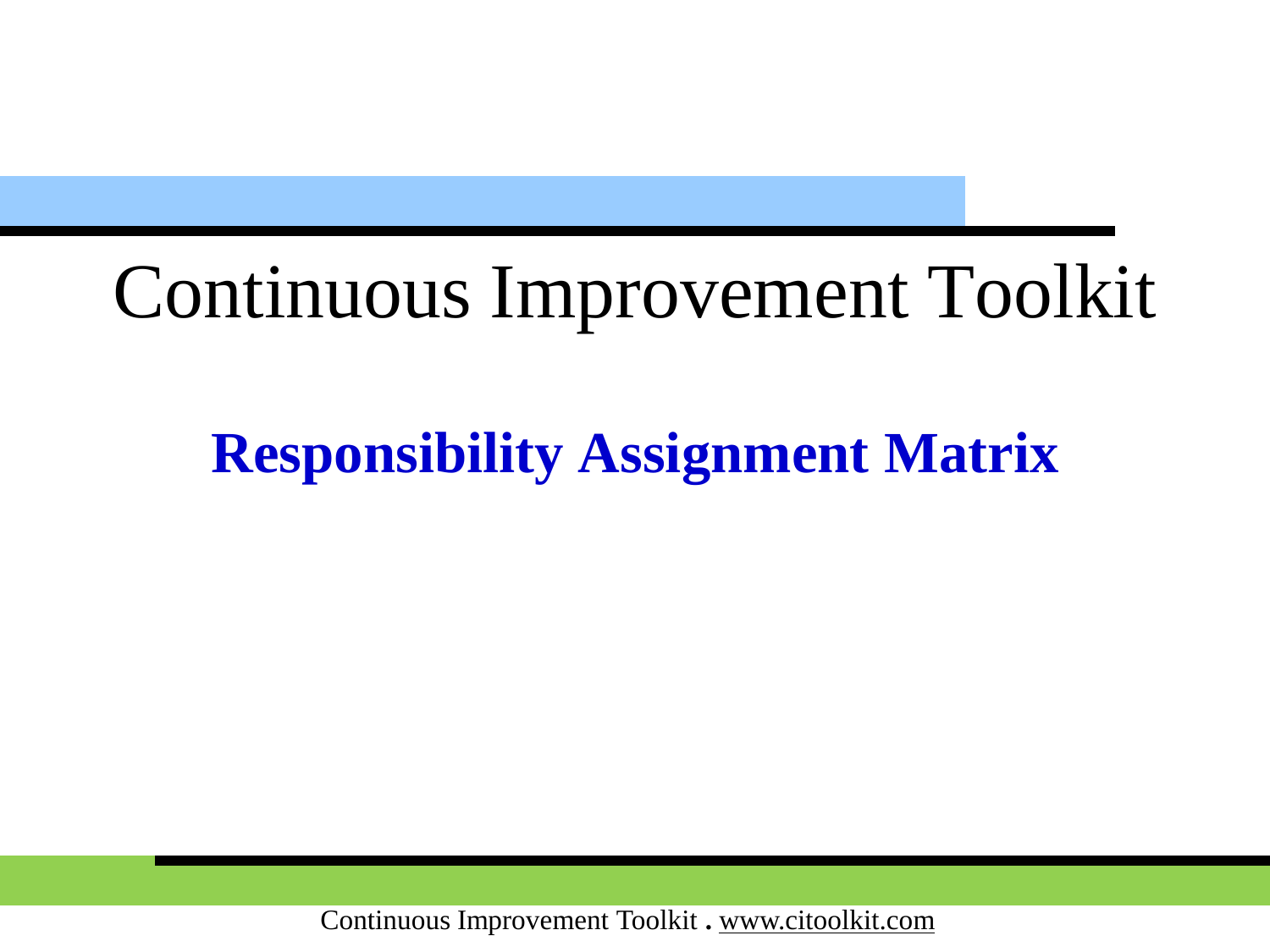# Continuous Improvement Toolkit

## Responsibility Assignment Matrix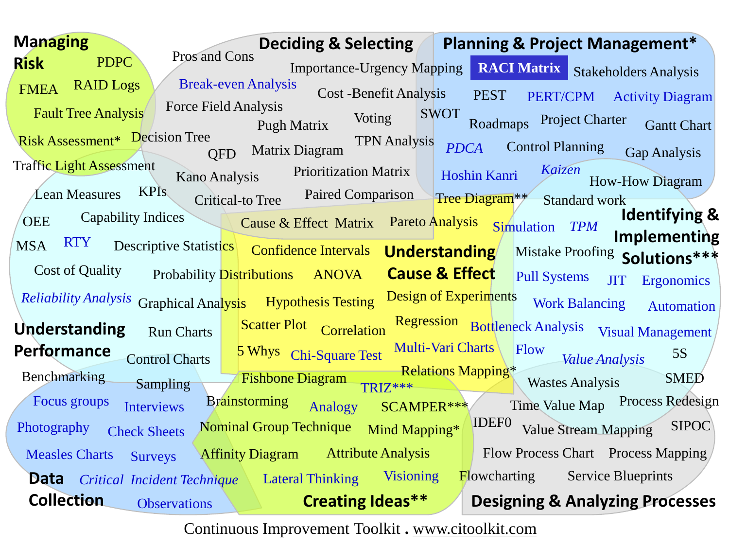## Managing Risk

PDPC
FMEA
RAID Logs
Fault Tree Analysis
Risk Assessment*
Traffic Light Assessment

## Deciding & Selecting

Pros and Cons
Importance-Urgency Mapping
Break-even Analysis
Cost -Benefit Analysis
Force Field Analysis
Pugh Matrix
Voting
SWOT
Decision Tree
QFD
Matrix Diagram
TPN Analysis
Kano Analysis
Prioritization Matrix
Critical-to Tree
Paired Comparison

## Planning & Project Management*

**RACI Matrix**
Stakeholders Analysis
PEST
PERT/CPM
Activity Diagram
Roadmaps
Project Charter
Gantt Chart
*PDCA*
Control Planning
Gap Analysis
Hoshin Kanri
*Kaizen*
How-How Diagram
Tree Diagram**
Standard work

## Understanding Performance

Lean Measures
KPIs
OEE
Capability Indices
MSA
RTY
Descriptive Statistics
Cost of Quality
Probability Distributions
*Reliability Analysis*
Graphical Analysis
Run Charts
Control Charts
Benchmarking
Sampling

## Understanding Cause & Effect

Cause & Effect Matrix
Pareto Analysis
Confidence Intervals
ANOVA
Hypothesis Testing
Design of Experiments
Scatter Plot
Correlation
Regression
5 Whys
Chi-Square Test
Multi-Vari Charts
Fishbone Diagram
Relations Mapping*

## Identifying & Implementing Solutions***

Simulation
*TPM*
Mistake Proofing
Pull Systems
JIT
Ergonomics
Work Balancing
Automation
Bottleneck Analysis
Visual Management
Flow
*Value Analysis*
5S
Wastes Analysis
SMED

## Data Collection

Focus groups
Interviews
Photography
Check Sheets
Measles Charts
Surveys
*Critical Incident Technique*
Observations

## Creating Ideas**

TRIZ***
Brainstorming
Analogy
SCAMPER***
Nominal Group Technique
Mind Mapping*
Affinity Diagram
Attribute Analysis
Lateral Thinking
Visioning

## Designing & Analyzing Processes

Time Value Map
Process Redesign
IDEF0
Value Stream Mapping
SIPOC
Flow Process Chart
Process Mapping
Flowcharting
Service Blueprints

Continuous Improvement Toolkit . www.citoolkit.com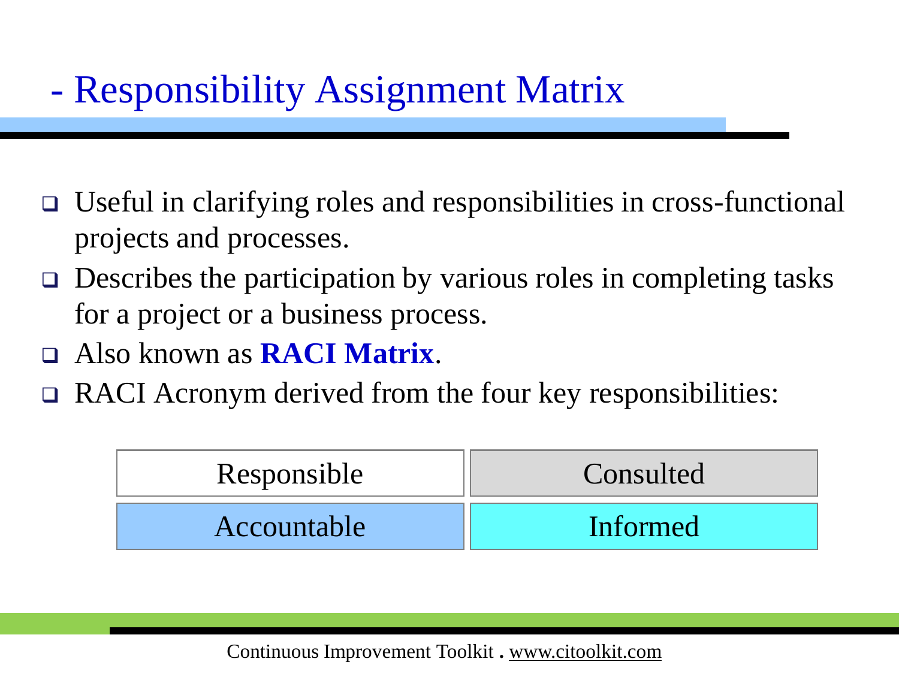## - Responsibility Assignment Matrix

- Useful in clarifying roles and responsibilities in cross-functional projects and processes.
- Describes the participation by various roles in completing tasks for a project or a business process.
- Also known as **RACI Matrix**.
- RACI Acronym derived from the four key responsibilities:

| Responsible | Consulted |
|---|---|
| Accountable | Informed |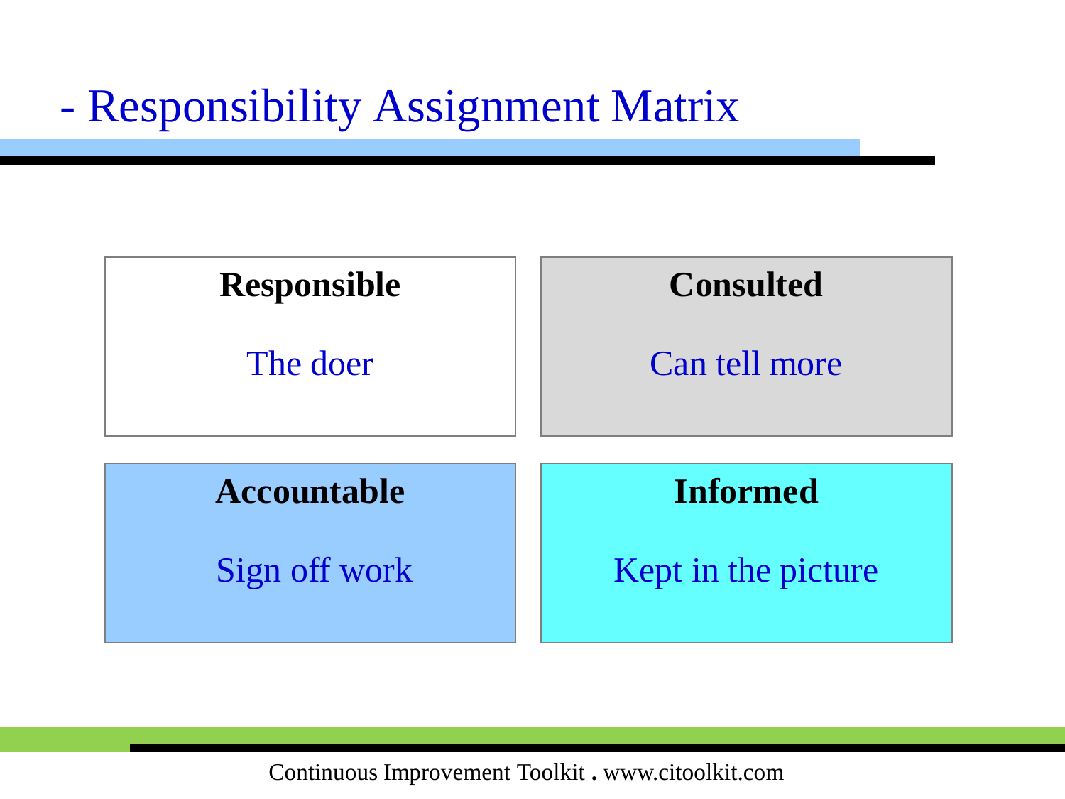# - Responsibility Assignment Matrix

| **Responsible** | **Consulted** |
| --- | --- |
| The doer | Can tell more |
| **Accountable** | **Informed** |
| Sign off work | Kept in the picture |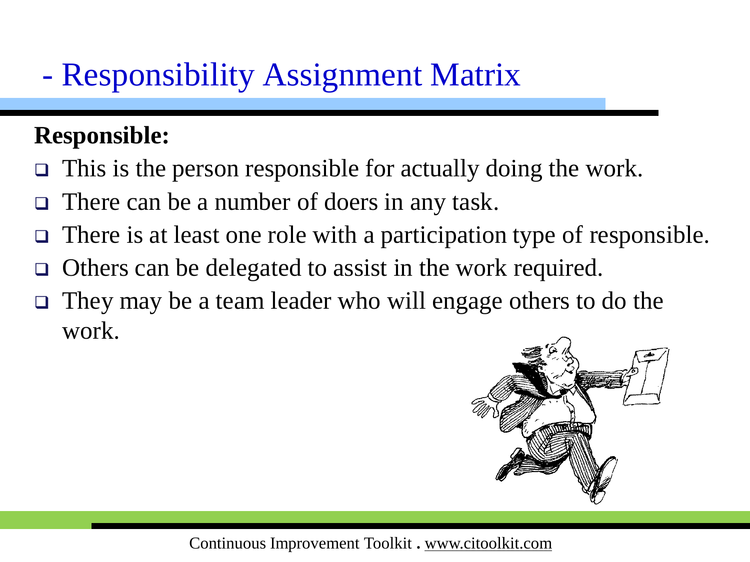# - Responsibility Assignment Matrix

**Responsible:**

- This is the person responsible for actually doing the work.
- There can be a number of doers in any task.
- There is at least one role with a participation type of responsible.
- Others can be delegated to assist in the work required.
- They may be a team leader who will engage others to do the work.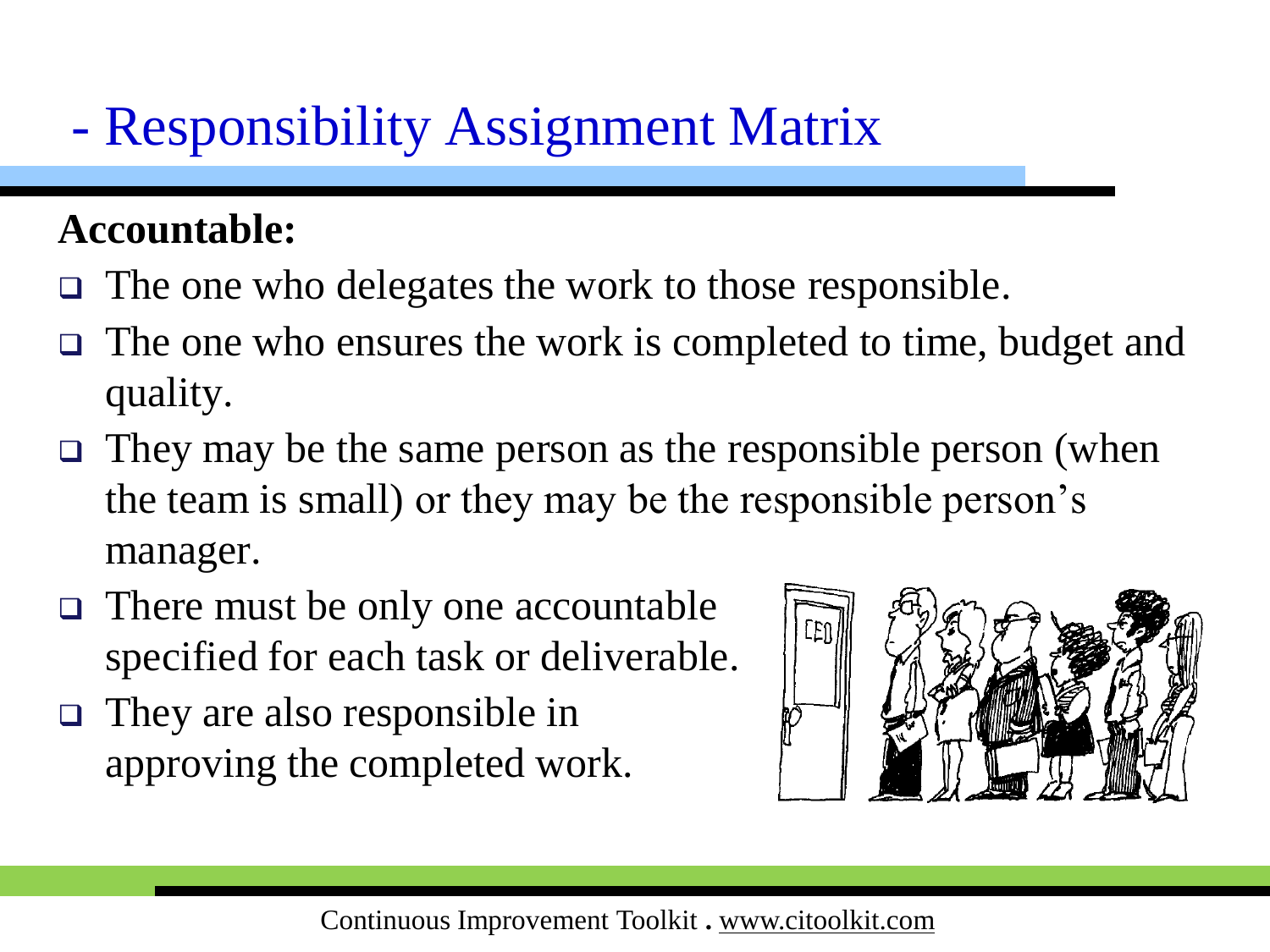# - Responsibility Assignment Matrix

**Accountable:**

- The one who delegates the work to those responsible.
- The one who ensures the work is completed to time, budget and quality.
- They may be the same person as the responsible person (when the team is small) or they may be the responsible person's manager.
- There must be only one accountable specified for each task or deliverable.
- They are also responsible in approving the completed work.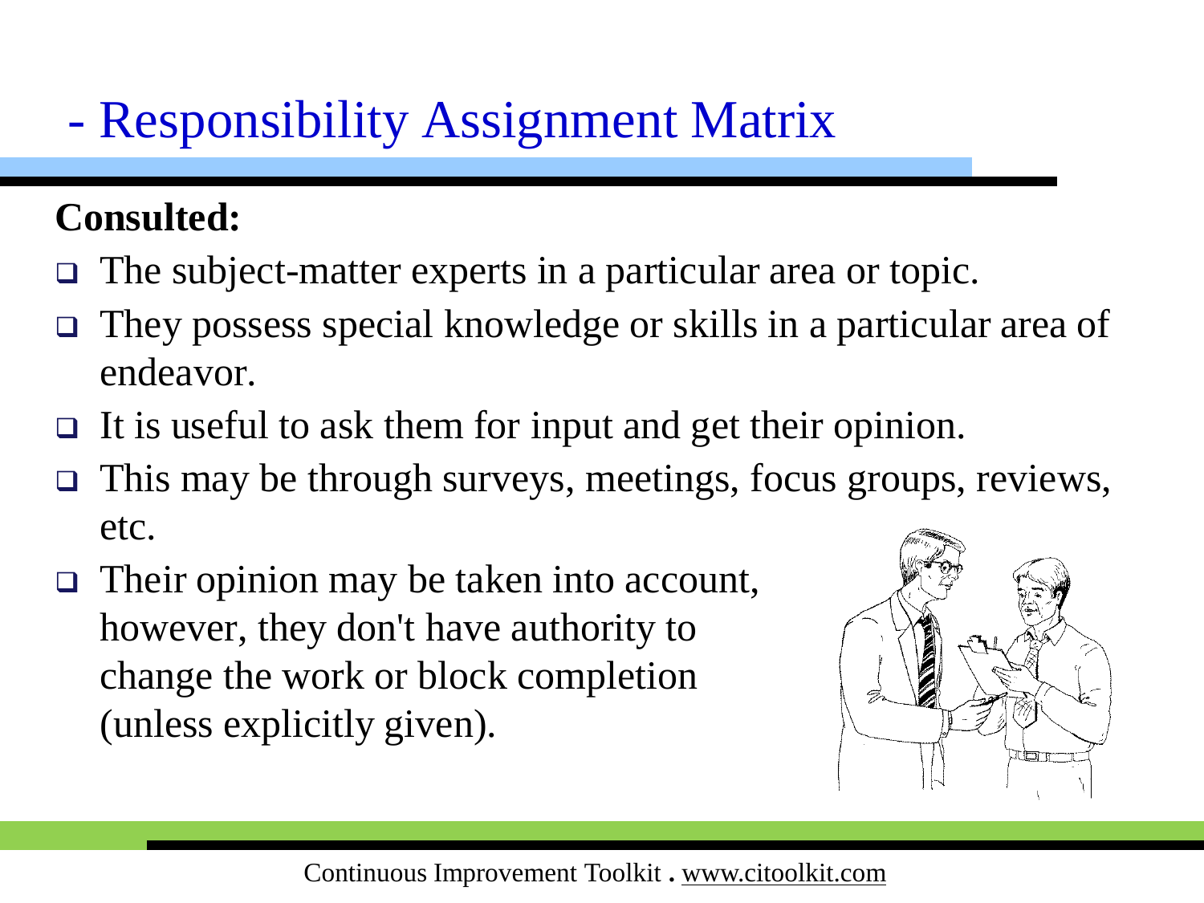# - Responsibility Assignment Matrix

**Consulted:**

- The subject-matter experts in a particular area or topic.
- They possess special knowledge or skills in a particular area of endeavor.
- It is useful to ask them for input and get their opinion.
- This may be through surveys, meetings, focus groups, reviews, etc.
- Their opinion may be taken into account, however, they don't have authority to change the work or block completion (unless explicitly given).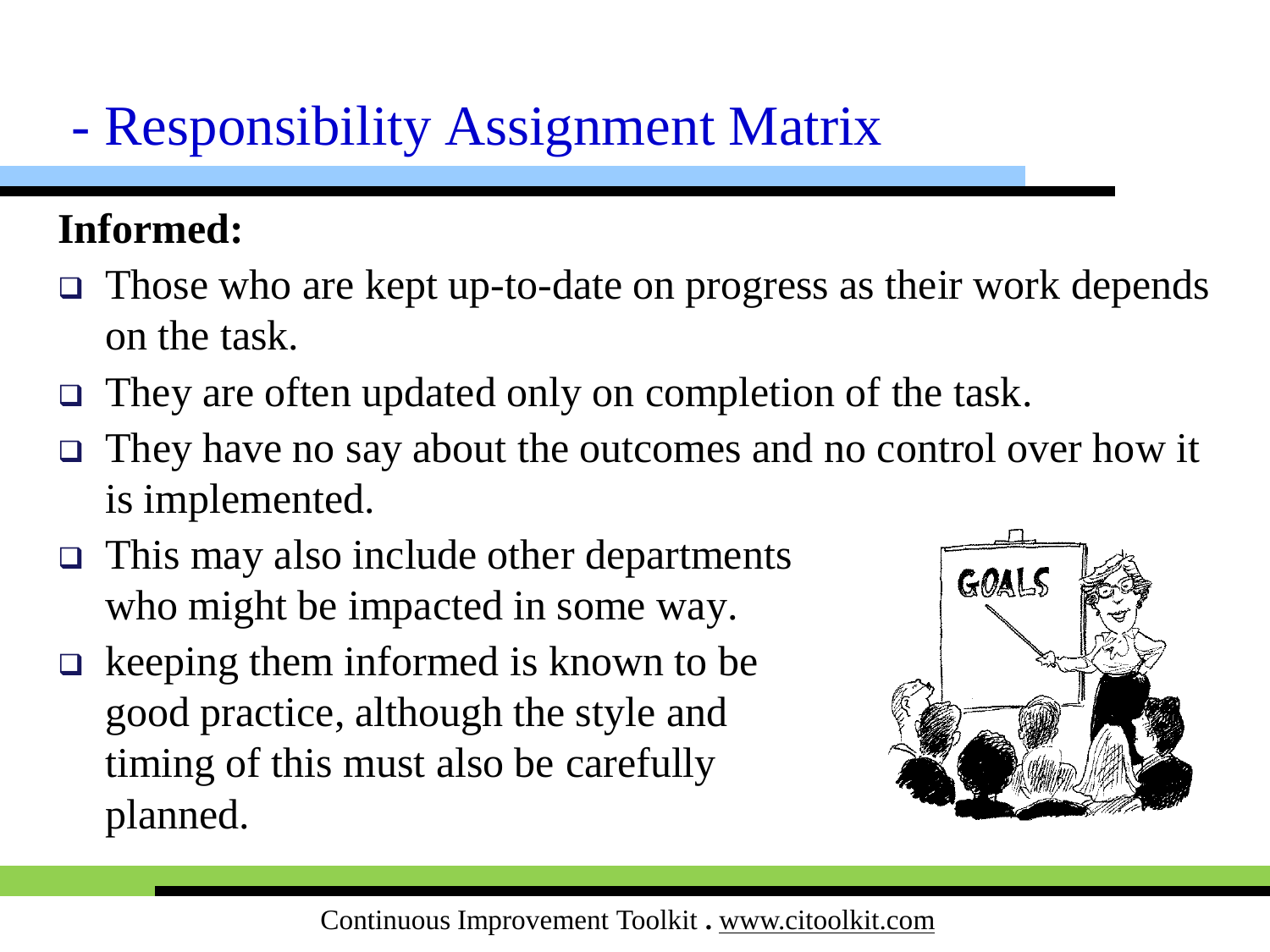# - Responsibility Assignment Matrix

**Informed:**

- Those who are kept up-to-date on progress as their work depends on the task.
- They are often updated only on completion of the task.
- They have no say about the outcomes and no control over how it is implemented.
- This may also include other departments who might be impacted in some way.
- keeping them informed is known to be good practice, although the style and timing of this must also be carefully planned.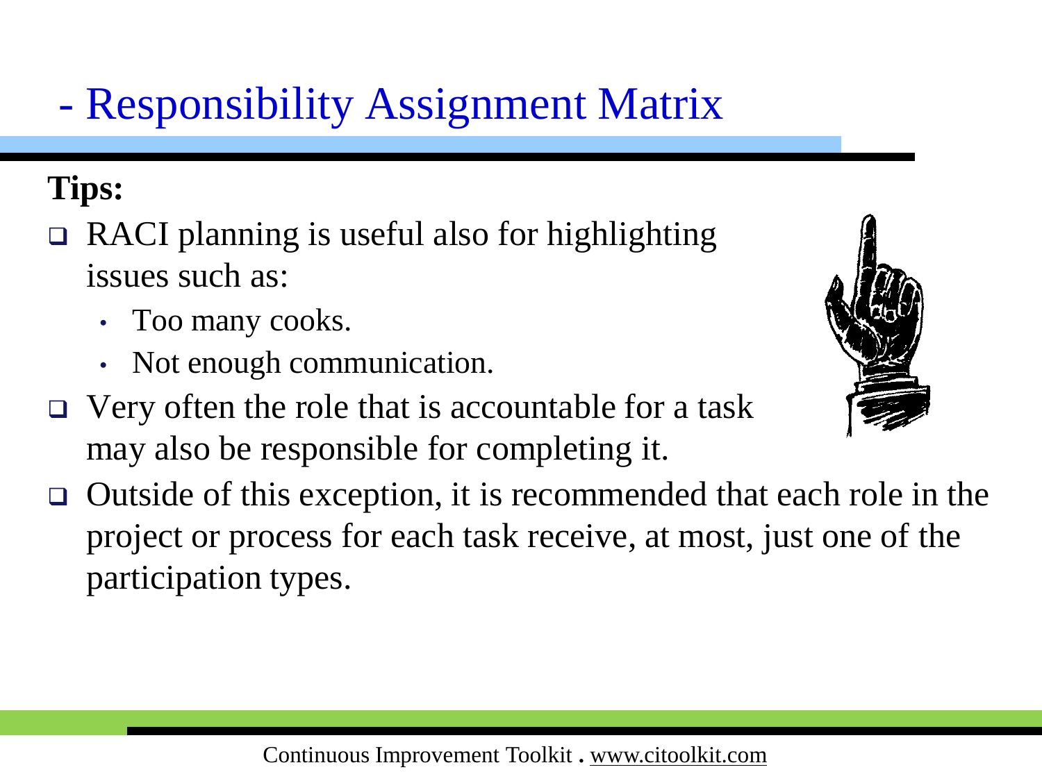# - Responsibility Assignment Matrix

**Tips:**

- RACI planning is useful also for highlighting issues such as:
  - Too many cooks.
  - Not enough communication.
- Very often the role that is accountable for a task may also be responsible for completing it.
- Outside of this exception, it is recommended that each role in the project or process for each task receive, at most, just one of the participation types.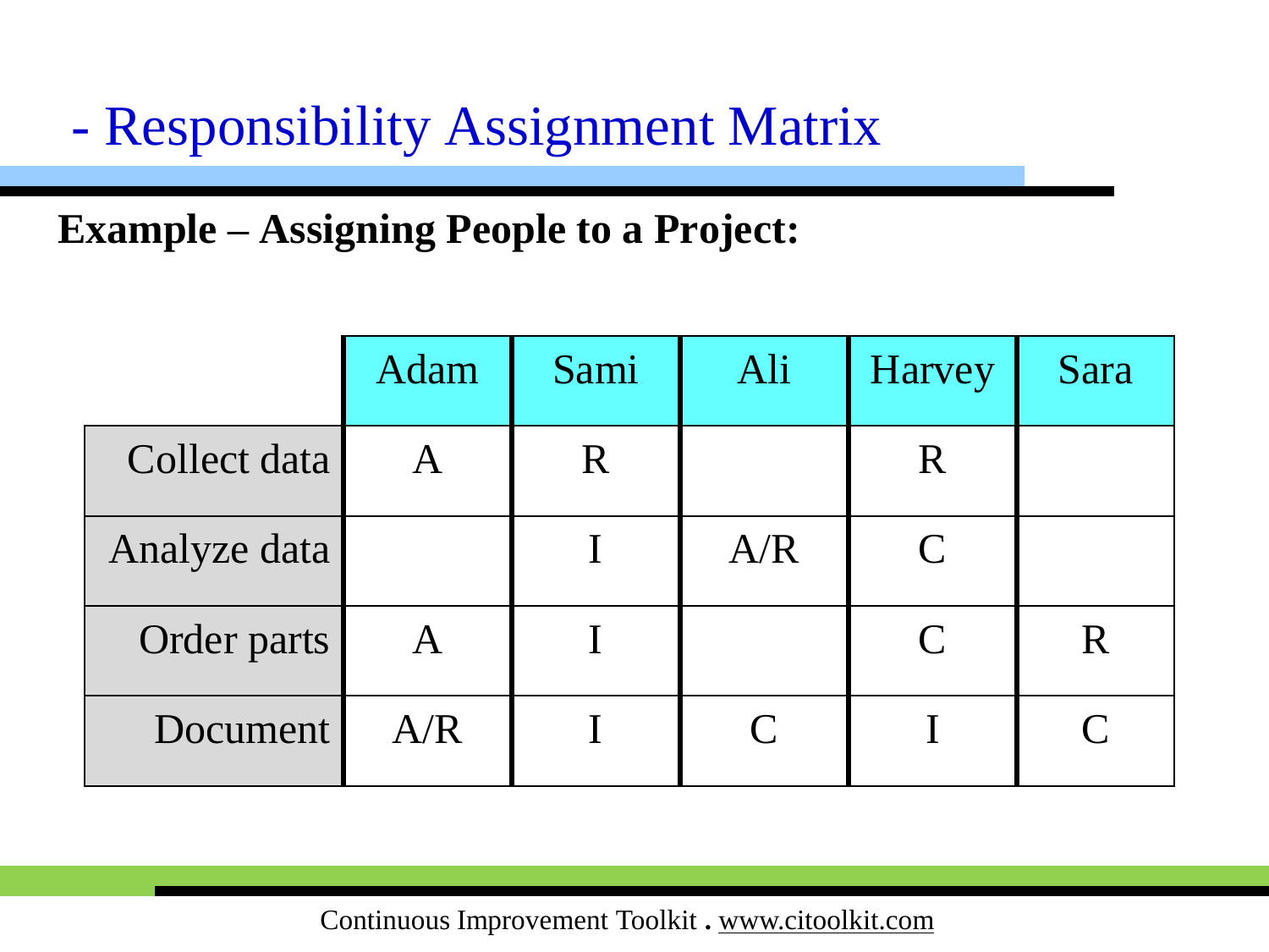## - Responsibility Assignment Matrix

**Example – Assigning People to a Project:**

| | Adam | Sami | Ali | Harvey | Sara |
|---|---|---|---|---|---|
| Collect data | A | R | | R | |
| Analyze data | | I | A/R | C | |
| Order parts | A | I | | C | R |
| Document | A/R | I | C | I | C |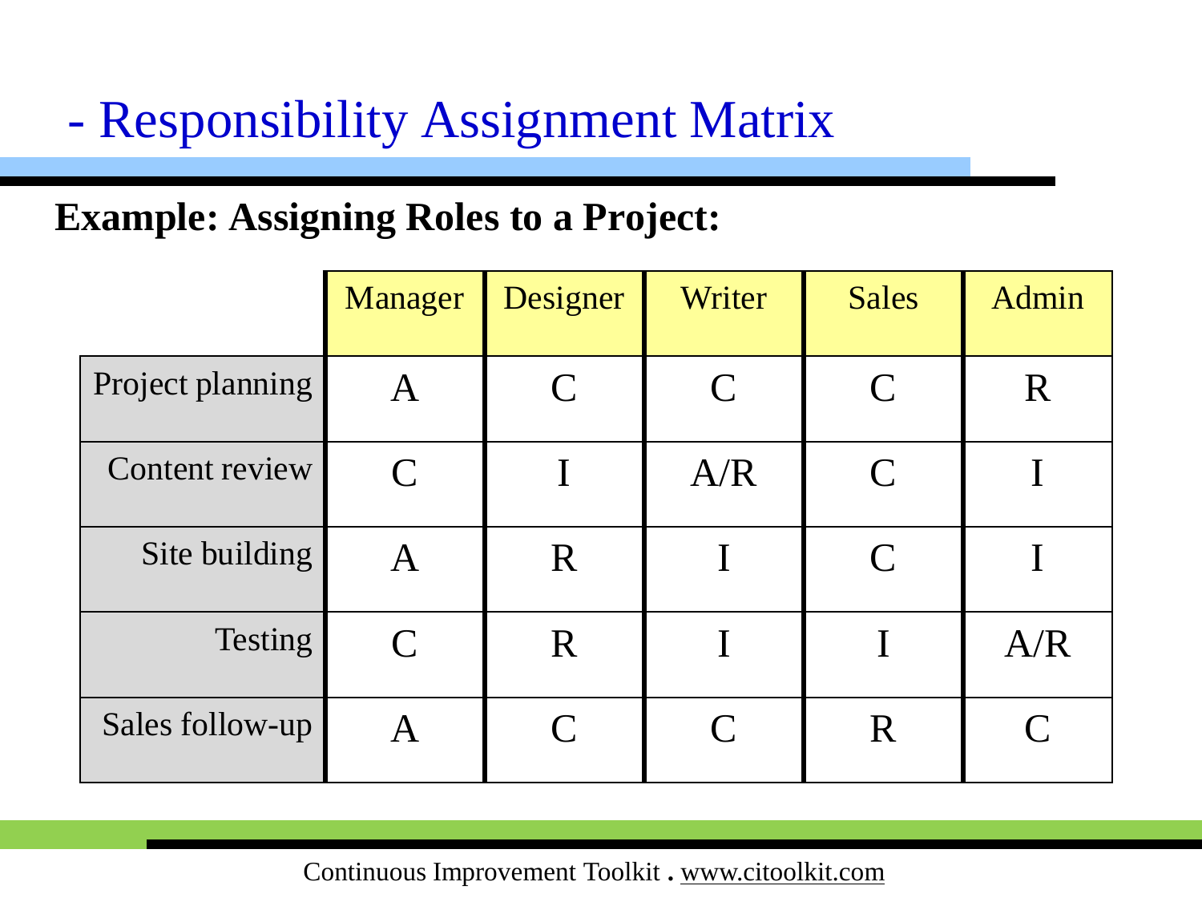# - Responsibility Assignment Matrix

**Example: Assigning Roles to a Project:**

| | Manager | Designer | Writer | Sales | Admin |
|---|---|---|---|---|---|
| Project planning | A | C | C | C | R |
| Content review | C | I | A/R | C | I |
| Site building | A | R | I | C | I |
| Testing | C | R | I | I | A/R |
| Sales follow-up | A | C | C | R | C |